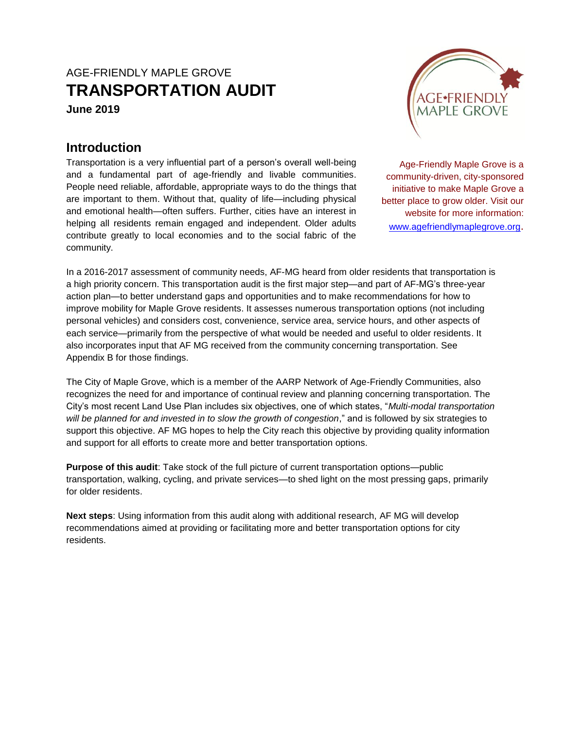AGE-FRIENDLY MAPLE GROVE

# TRANSPORTATION AUDIT

**June 2019**

## Introduction

Transportation is a very influential part of a person's overall well-being and a fundamental part of age-friendly and livable communities. People need reliable, affordable, appropriate ways to do the things that are important to them. Without that, quality of life—including physical and emotional health—often suffers. Further, cities have an interest in helping all residents remain engaged and independent. Older adults contribute greatly to local economies and to the social fabric of the community.

Age-Friendly Maple Grove is a community-driven, city-sponsored initiative to make Maple Grove a better place to grow older. Visit our website for more information: www.agefriendlymaplegrove.org.

In a 2016-2017 assessment of community needs, AF-MG heard from older residents that transportation is a high priority concern. This transportation audit is the first major step—and part of AF-MG's three-year action plan—to better understand gaps and opportunities and to make recommendations for how to improve mobility for Maple Grove residents. It assesses numerous transportation options (not including personal vehicles) and considers cost, convenience, service area, service hours, and other aspects of each service—primarily from the perspective of what would be needed and useful to older residents. It also incorporates input that AF MG received from the community concerning transportation. See Appendix B for those findings.

The City of Maple Grove, which is a member of the AARP Network of Age-Friendly Communities, also recognizes the need for and importance of continual review and planning concerning transportation. The City's most recent Land Use Plan includes six objectives, one of which states, "*Multi-modal transportation will be planned for and invested in to slow the growth of congestion*," and is followed by six strategies to support this objective. AF MG hopes to help the City reach this objective by providing quality information and support for all efforts to create more and better transportation options.

**Purpose of this audit**: Take stock of the full picture of current transportation options—public transportation, walking, cycling, and private services—to shed light on the most pressing gaps, primarily for older residents.

**Next steps**: Using information from this audit along with additional research, AF MG will develop recommendations aimed at providing or facilitating more and better transportation options for city residents.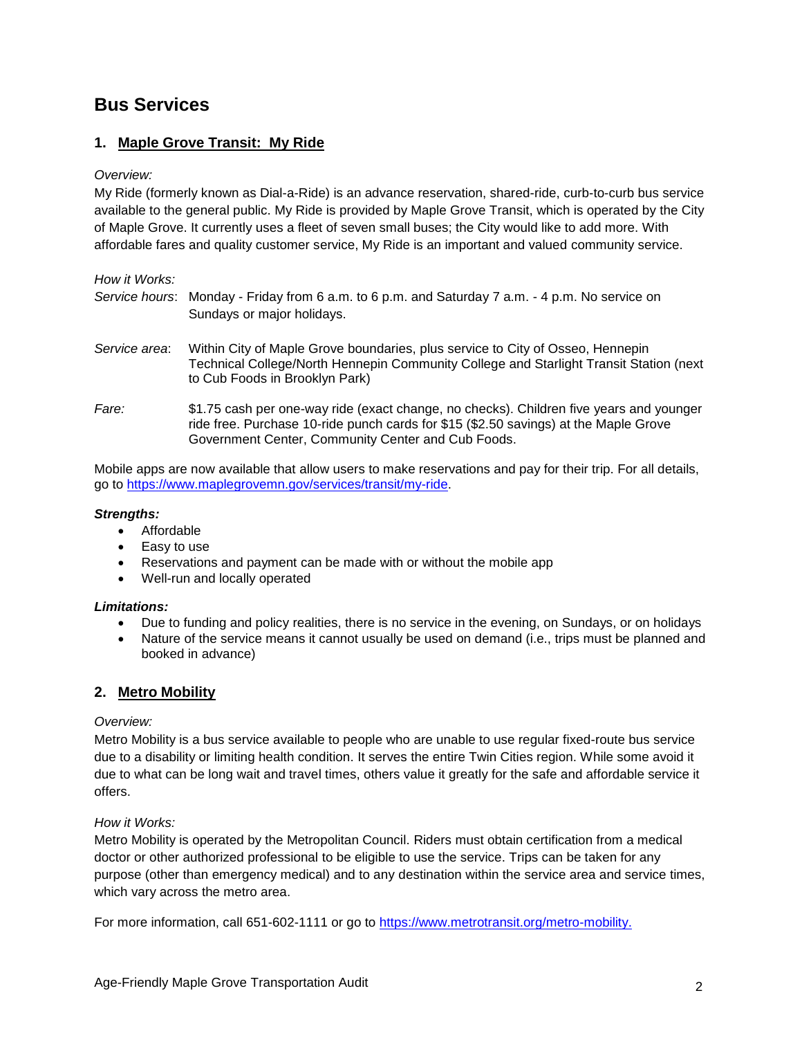# Bus Services

## 1. Maple Grove Transit: My Ride

*Overview:*

My Ride (formerly known as Dial-a-Ride) is an advance reservation, shared-ride, curb-to-curb bus service available to the general public. My Ride is provided by Maple Grove Transit, which is operated by the City of Maple Grove. It currently uses a fleet of seven small buses; the City would like to add more. With affordable fares and quality customer service, My Ride is an important and valued community service.

*How it Works:*

*Service hours*: Monday - Friday from 6 a.m. to 6 p.m. and Saturday 7 a.m. - 4 p.m. No service on Sundays or major holidays.

*Service area*: Within City of Maple Grove boundaries, plus service to City of Osseo, Hennepin Technical College/North Hennepin Community College and Starlight Transit Station (next to Cub Foods in Brooklyn Park)

*Fare:* $1.75 cash per one-way ride (exact change, no checks). Children five years and younger ride free. Purchase 10-ride punch cards for $15 ($2.50 savings) at the Maple Grove Government Center, Community Center and Cub Foods.

Mobile apps are now available that allow users to make reservations and pay for their trip. For all details, go to https://www.maplegrovemn.gov/services/transit/my-ride.

***Strengths:***

- Affordable
- Easy to use
- Reservations and payment can be made with or without the mobile app
- Well-run and locally operated

***Limitations:***

- Due to funding and policy realities, there is no service in the evening, on Sundays, or on holidays
- Nature of the service means it cannot usually be used on demand (i.e., trips must be planned and booked in advance)

## 2. Metro Mobility

*Overview:*

Metro Mobility is a bus service available to people who are unable to use regular fixed-route bus service due to a disability or limiting health condition. It serves the entire Twin Cities region. While some avoid it due to what can be long wait and travel times, others value it greatly for the safe and affordable service it offers.

*How it Works:*

Metro Mobility is operated by the Metropolitan Council. Riders must obtain certification from a medical doctor or other authorized professional to be eligible to use the service. Trips can be taken for any purpose (other than emergency medical) and to any destination within the service area and service times, which vary across the metro area.

For more information, call 651-602-1111 or go to https://www.metrotransit.org/metro-mobility.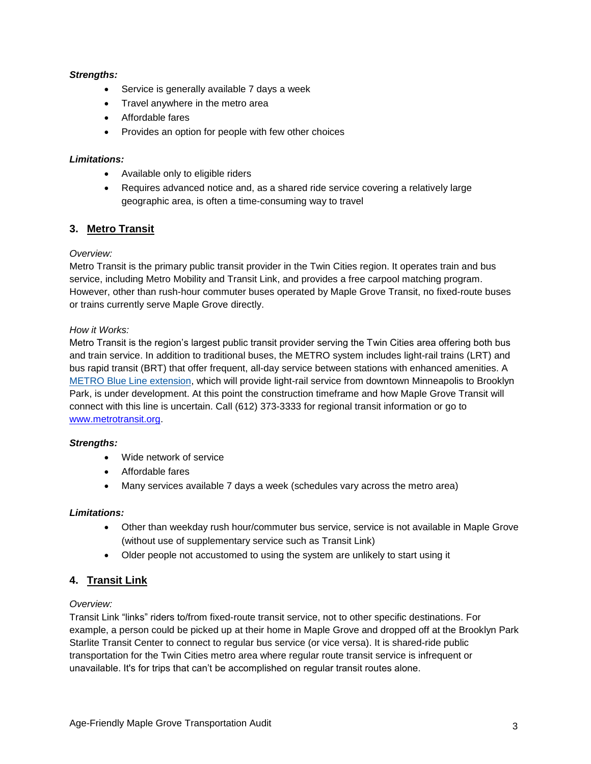***Strengths:***

- Service is generally available 7 days a week
- Travel anywhere in the metro area
- Affordable fares
- Provides an option for people with few other choices

***Limitations:***

- Available only to eligible riders
- Requires advanced notice and, as a shared ride service covering a relatively large geographic area, is often a time-consuming way to travel

## 3. Metro Transit

*Overview:*

Metro Transit is the primary public transit provider in the Twin Cities region. It operates train and bus service, including Metro Mobility and Transit Link, and provides a free carpool matching program. However, other than rush-hour commuter buses operated by Maple Grove Transit, no fixed-route buses or trains currently serve Maple Grove directly.

*How it Works:*

Metro Transit is the region's largest public transit provider serving the Twin Cities area offering both bus and train service. In addition to traditional buses, the METRO system includes light-rail trains (LRT) and bus rapid transit (BRT) that offer frequent, all-day service between stations with enhanced amenities. A METRO Blue Line extension, which will provide light-rail service from downtown Minneapolis to Brooklyn Park, is under development. At this point the construction timeframe and how Maple Grove Transit will connect with this line is uncertain. Call (612) 373-3333 for regional transit information or go to www.metrotransit.org.

***Strengths:***

- Wide network of service
- Affordable fares
- Many services available 7 days a week (schedules vary across the metro area)

***Limitations:***

- Other than weekday rush hour/commuter bus service, service is not available in Maple Grove (without use of supplementary service such as Transit Link)
- Older people not accustomed to using the system are unlikely to start using it

## 4. Transit Link

*Overview:*

Transit Link "links" riders to/from fixed-route transit service, not to other specific destinations. For example, a person could be picked up at their home in Maple Grove and dropped off at the Brooklyn Park Starlite Transit Center to connect to regular bus service (or vice versa). It is shared-ride public transportation for the Twin Cities metro area where regular route transit service is infrequent or unavailable. It's for trips that can't be accomplished on regular transit routes alone.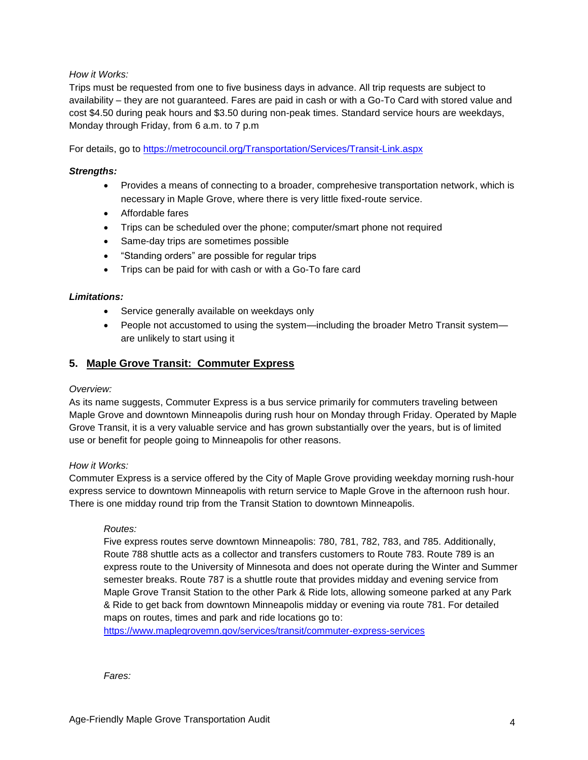*How it Works:*
Trips must be requested from one to five business days in advance. All trip requests are subject to availability – they are not guaranteed. Fares are paid in cash or with a Go-To Card with stored value and cost $4.50 during peak hours and $3.50 during non-peak times. Standard service hours are weekdays, Monday through Friday, from 6 a.m. to 7 p.m

For details, go to https://metrocouncil.org/Transportation/Services/Transit-Link.aspx

***Strengths:***

- Provides a means of connecting to a broader, comprehesive transportation network, which is necessary in Maple Grove, where there is very little fixed-route service.
- Affordable fares
- Trips can be scheduled over the phone; computer/smart phone not required
- Same-day trips are sometimes possible
- "Standing orders" are possible for regular trips
- Trips can be paid for with cash or with a Go-To fare card

***Limitations:***

- Service generally available on weekdays only
- People not accustomed to using the system—including the broader Metro Transit system—are unlikely to start using it

## 5. Maple Grove Transit: Commuter Express

*Overview:*
As its name suggests, Commuter Express is a bus service primarily for commuters traveling between Maple Grove and downtown Minneapolis during rush hour on Monday through Friday. Operated by Maple Grove Transit, it is a very valuable service and has grown substantially over the years, but is of limited use or benefit for people going to Minneapolis for other reasons.

*How it Works:*
Commuter Express is a service offered by the City of Maple Grove providing weekday morning rush-hour express service to downtown Minneapolis with return service to Maple Grove in the afternoon rush hour. There is one midday round trip from the Transit Station to downtown Minneapolis.

*Routes:*
Five express routes serve downtown Minneapolis: 780, 781, 782, 783, and 785. Additionally, Route 788 shuttle acts as a collector and transfers customers to Route 783. Route 789 is an express route to the University of Minnesota and does not operate during the Winter and Summer semester breaks. Route 787 is a shuttle route that provides midday and evening service from Maple Grove Transit Station to the other Park & Ride lots, allowing someone parked at any Park & Ride to get back from downtown Minneapolis midday or evening via route 781. For detailed maps on routes, times and park and ride locations go to:
https://www.maplegrovemn.gov/services/transit/commuter-express-services

*Fares:*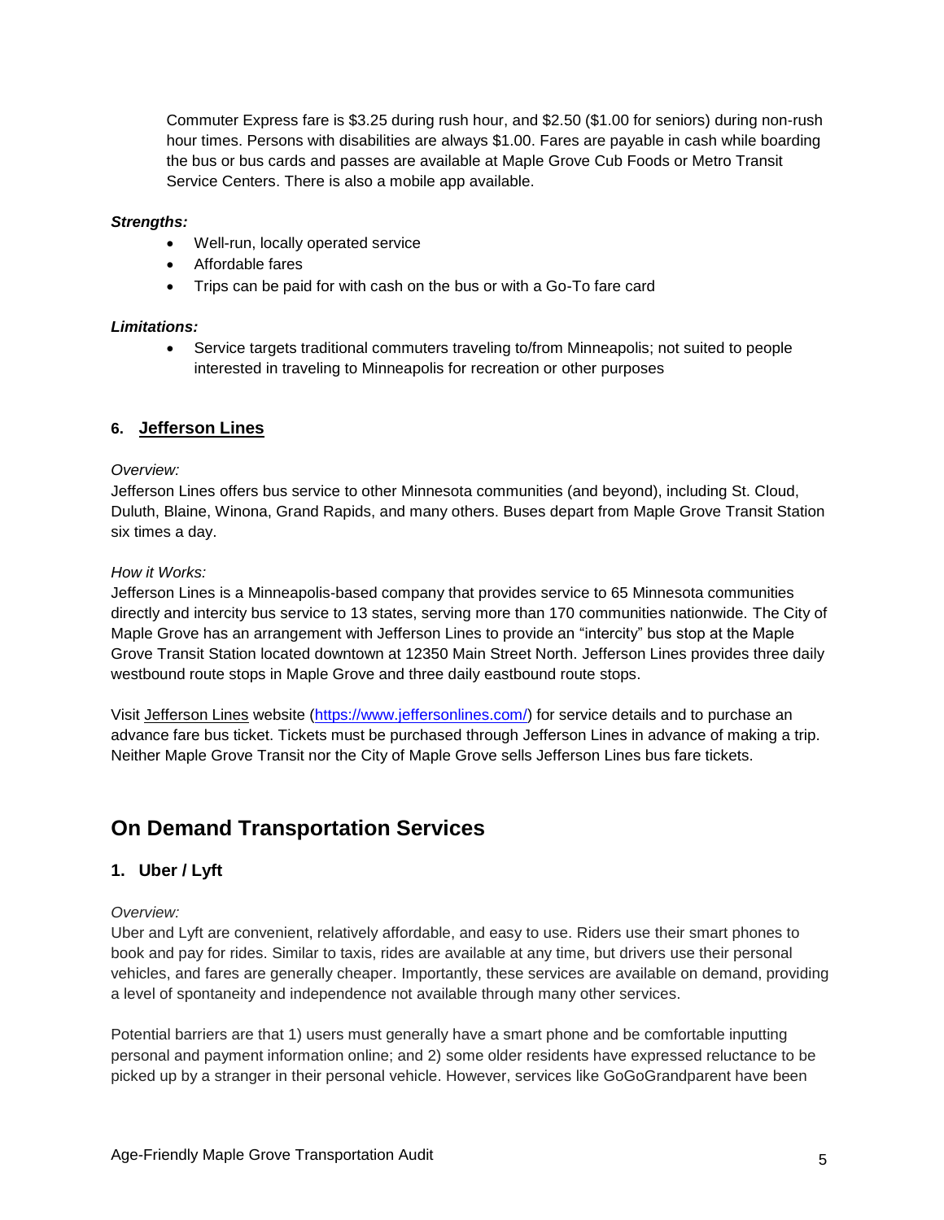Commuter Express fare is $3.25 during rush hour, and $2.50 ($1.00 for seniors) during non-rush hour times. Persons with disabilities are always $1.00. Fares are payable in cash while boarding the bus or bus cards and passes are available at Maple Grove Cub Foods or Metro Transit Service Centers. There is also a mobile app available.

***Strengths:***

- Well-run, locally operated service
- Affordable fares
- Trips can be paid for with cash on the bus or with a Go-To fare card

***Limitations:***

- Service targets traditional commuters traveling to/from Minneapolis; not suited to people interested in traveling to Minneapolis for recreation or other purposes

### 6. Jefferson Lines

*Overview:*

Jefferson Lines offers bus service to other Minnesota communities (and beyond), including St. Cloud, Duluth, Blaine, Winona, Grand Rapids, and many others. Buses depart from Maple Grove Transit Station six times a day.

*How it Works:*

Jefferson Lines is a Minneapolis-based company that provides service to 65 Minnesota communities directly and intercity bus service to 13 states, serving more than 170 communities nationwide. The City of Maple Grove has an arrangement with Jefferson Lines to provide an "intercity" bus stop at the Maple Grove Transit Station located downtown at 12350 Main Street North. Jefferson Lines provides three daily westbound route stops in Maple Grove and three daily eastbound route stops.

Visit Jefferson Lines website (https://www.jeffersonlines.com/) for service details and to purchase an advance fare bus ticket. Tickets must be purchased through Jefferson Lines in advance of making a trip. Neither Maple Grove Transit nor the City of Maple Grove sells Jefferson Lines bus fare tickets.

## On Demand Transportation Services

### 1. Uber / Lyft

*Overview:*

Uber and Lyft are convenient, relatively affordable, and easy to use. Riders use their smart phones to book and pay for rides. Similar to taxis, rides are available at any time, but drivers use their personal vehicles, and fares are generally cheaper. Importantly, these services are available on demand, providing a level of spontaneity and independence not available through many other services.

Potential barriers are that 1) users must generally have a smart phone and be comfortable inputting personal and payment information online; and 2) some older residents have expressed reluctance to be picked up by a stranger in their personal vehicle. However, services like GoGoGrandparent have been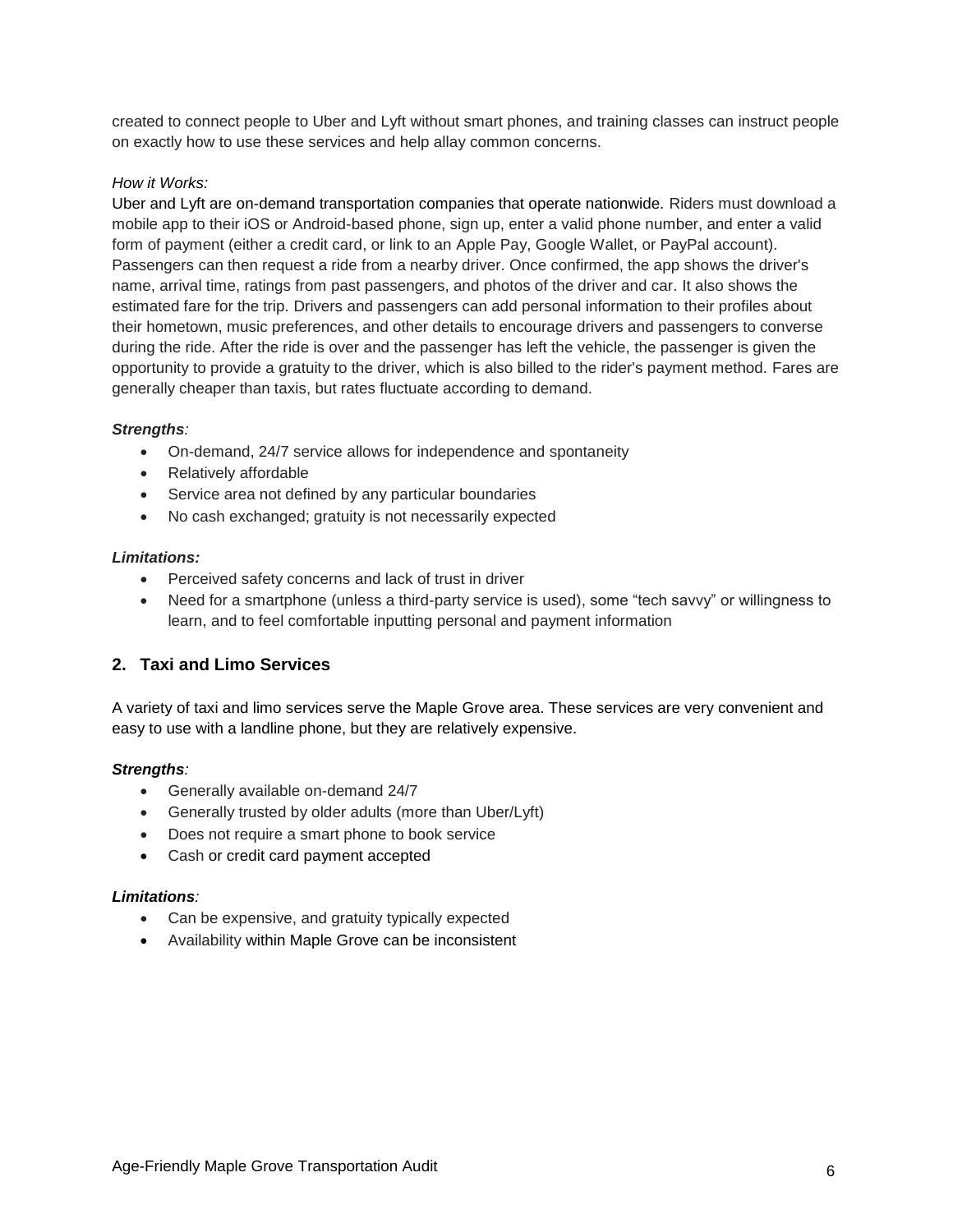created to connect people to Uber and Lyft without smart phones, and training classes can instruct people on exactly how to use these services and help allay common concerns.

*How it Works:*

Uber and Lyft are on-demand transportation companies that operate nationwide. Riders must download a mobile app to their iOS or Android-based phone, sign up, enter a valid phone number, and enter a valid form of payment (either a credit card, or link to an Apple Pay, Google Wallet, or PayPal account). Passengers can then request a ride from a nearby driver. Once confirmed, the app shows the driver's name, arrival time, ratings from past passengers, and photos of the driver and car. It also shows the estimated fare for the trip. Drivers and passengers can add personal information to their profiles about their hometown, music preferences, and other details to encourage drivers and passengers to converse during the ride. After the ride is over and the passenger has left the vehicle, the passenger is given the opportunity to provide a gratuity to the driver, which is also billed to the rider's payment method. Fares are generally cheaper than taxis, but rates fluctuate according to demand.

***Strengths**:*

- On-demand, 24/7 service allows for independence and spontaneity
- Relatively affordable
- Service area not defined by any particular boundaries
- No cash exchanged; gratuity is not necessarily expected

***Limitations:***

- Perceived safety concerns and lack of trust in driver
- Need for a smartphone (unless a third-party service is used), some "tech savvy" or willingness to learn, and to feel comfortable inputting personal and payment information

## 2. Taxi and Limo Services

A variety of taxi and limo services serve the Maple Grove area. These services are very convenient and easy to use with a landline phone, but they are relatively expensive.

***Strengths**:*

- Generally available on-demand 24/7
- Generally trusted by older adults (more than Uber/Lyft)
- Does not require a smart phone to book service
- Cash or credit card payment accepted

***Limitations**:*

- Can be expensive, and gratuity typically expected
- Availability within Maple Grove can be inconsistent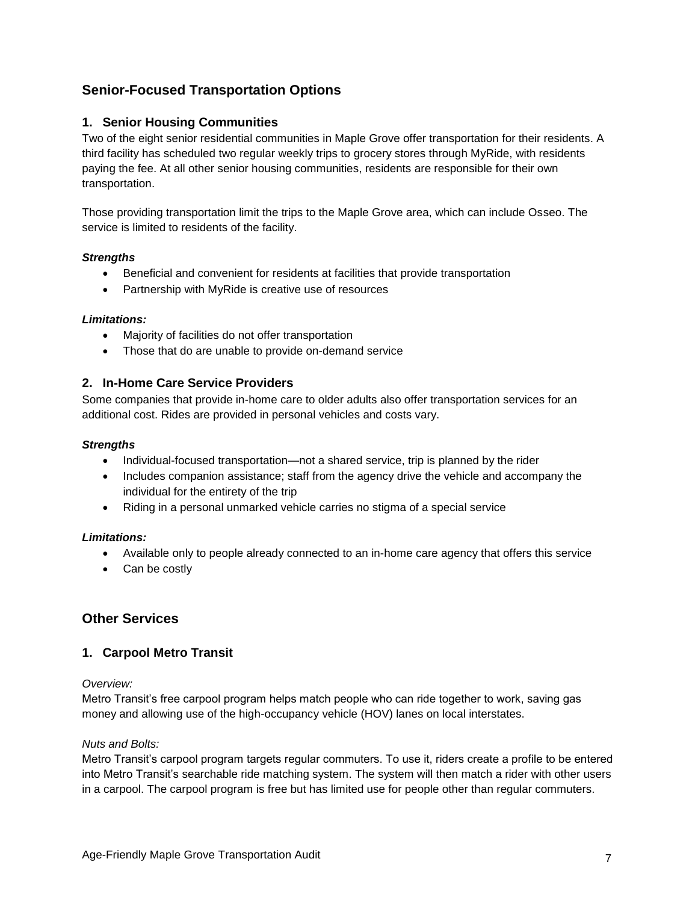## Senior-Focused Transportation Options

### 1. Senior Housing Communities

Two of the eight senior residential communities in Maple Grove offer transportation for their residents. A third facility has scheduled two regular weekly trips to grocery stores through MyRide, with residents paying the fee. At all other senior housing communities, residents are responsible for their own transportation.

Those providing transportation limit the trips to the Maple Grove area, which can include Osseo. The service is limited to residents of the facility.

***Strengths***

- Beneficial and convenient for residents at facilities that provide transportation
- Partnership with MyRide is creative use of resources

***Limitations:***

- Majority of facilities do not offer transportation
- Those that do are unable to provide on-demand service

### 2. In-Home Care Service Providers

Some companies that provide in-home care to older adults also offer transportation services for an additional cost. Rides are provided in personal vehicles and costs vary.

***Strengths***

- Individual-focused transportation—not a shared service, trip is planned by the rider
- Includes companion assistance; staff from the agency drive the vehicle and accompany the individual for the entirety of the trip
- Riding in a personal unmarked vehicle carries no stigma of a special service

***Limitations:***

- Available only to people already connected to an in-home care agency that offers this service
- Can be costly

## Other Services

### 1. Carpool Metro Transit

*Overview:*

Metro Transit's free carpool program helps match people who can ride together to work, saving gas money and allowing use of the high-occupancy vehicle (HOV) lanes on local interstates.

*Nuts and Bolts:*

Metro Transit's carpool program targets regular commuters. To use it, riders create a profile to be entered into Metro Transit's searchable ride matching system. The system will then match a rider with other users in a carpool. The carpool program is free but has limited use for people other than regular commuters.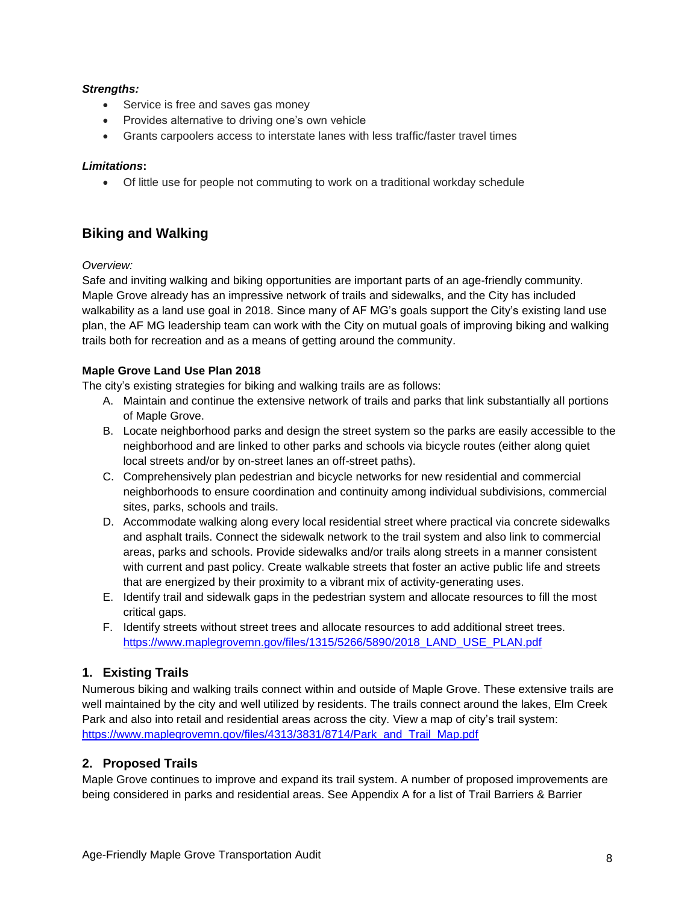***Strengths:***

- Service is free and saves gas money
- Provides alternative to driving one's own vehicle
- Grants carpoolers access to interstate lanes with less traffic/faster travel times

***Limitations*:**

- Of little use for people not commuting to work on a traditional workday schedule

## Biking and Walking

*Overview:*

Safe and inviting walking and biking opportunities are important parts of an age-friendly community. Maple Grove already has an impressive network of trails and sidewalks, and the City has included walkability as a land use goal in 2018. Since many of AF MG's goals support the City's existing land use plan, the AF MG leadership team can work with the City on mutual goals of improving biking and walking trails both for recreation and as a means of getting around the community.

**Maple Grove Land Use Plan 2018**

The city's existing strategies for biking and walking trails are as follows:

A. Maintain and continue the extensive network of trails and parks that link substantially all portions of Maple Grove.
B. Locate neighborhood parks and design the street system so the parks are easily accessible to the neighborhood and are linked to other parks and schools via bicycle routes (either along quiet local streets and/or by on-street lanes an off-street paths).
C. Comprehensively plan pedestrian and bicycle networks for new residential and commercial neighborhoods to ensure coordination and continuity among individual subdivisions, commercial sites, parks, schools and trails.
D. Accommodate walking along every local residential street where practical via concrete sidewalks and asphalt trails. Connect the sidewalk network to the trail system and also link to commercial areas, parks and schools. Provide sidewalks and/or trails along streets in a manner consistent with current and past policy. Create walkable streets that foster an active public life and streets that are energized by their proximity to a vibrant mix of activity-generating uses.
E. Identify trail and sidewalk gaps in the pedestrian system and allocate resources to fill the most critical gaps.
F. Identify streets without street trees and allocate resources to add additional street trees. https://www.maplegrovemn.gov/files/1315/5266/5890/2018_LAND_USE_PLAN.pdf

### 1. Existing Trails

Numerous biking and walking trails connect within and outside of Maple Grove. These extensive trails are well maintained by the city and well utilized by residents. The trails connect around the lakes, Elm Creek Park and also into retail and residential areas across the city. View a map of city's trail system: https://www.maplegrovemn.gov/files/4313/3831/8714/Park_and_Trail_Map.pdf

### 2. Proposed Trails

Maple Grove continues to improve and expand its trail system. A number of proposed improvements are being considered in parks and residential areas. See Appendix A for a list of Trail Barriers & Barrier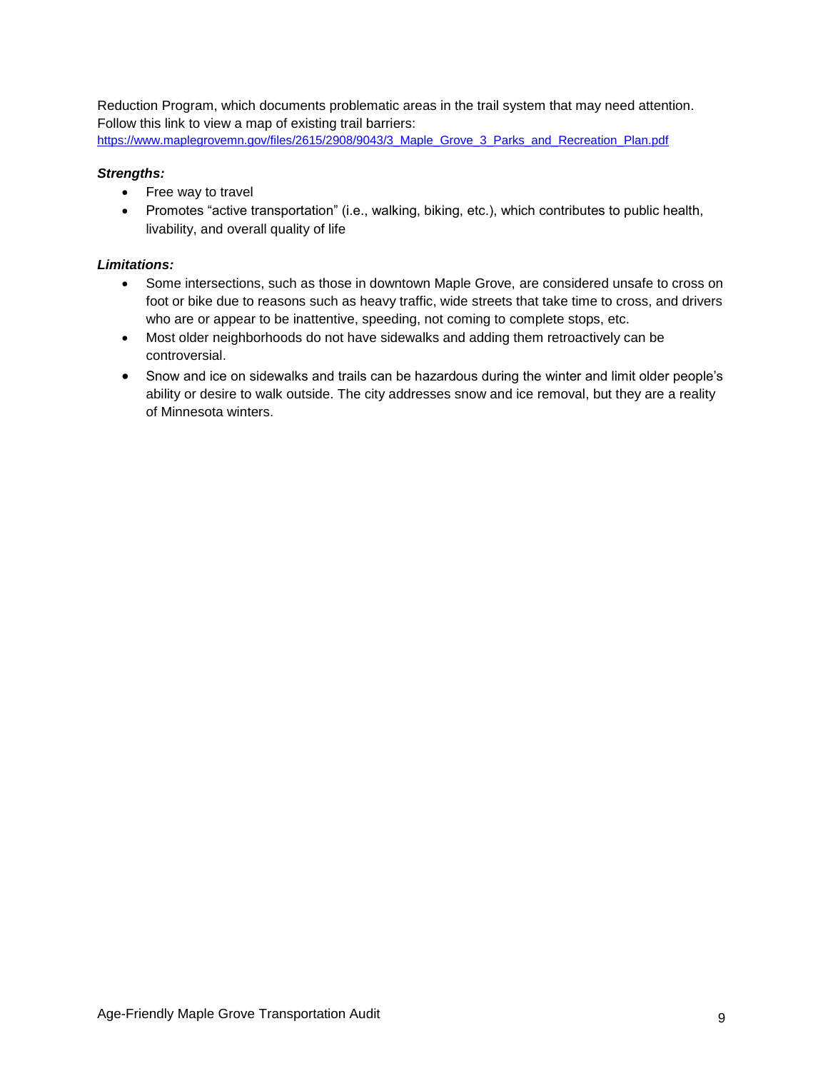Reduction Program, which documents problematic areas in the trail system that may need attention. Follow this link to view a map of existing trail barriers: https://www.maplegrovemn.gov/files/2615/2908/9043/3_Maple_Grove_3_Parks_and_Recreation_Plan.pdf

***Strengths:***

- Free way to travel
- Promotes "active transportation" (i.e., walking, biking, etc.), which contributes to public health, livability, and overall quality of life

***Limitations:***

- Some intersections, such as those in downtown Maple Grove, are considered unsafe to cross on foot or bike due to reasons such as heavy traffic, wide streets that take time to cross, and drivers who are or appear to be inattentive, speeding, not coming to complete stops, etc.
- Most older neighborhoods do not have sidewalks and adding them retroactively can be controversial.
- Snow and ice on sidewalks and trails can be hazardous during the winter and limit older people's ability or desire to walk outside. The city addresses snow and ice removal, but they are a reality of Minnesota winters.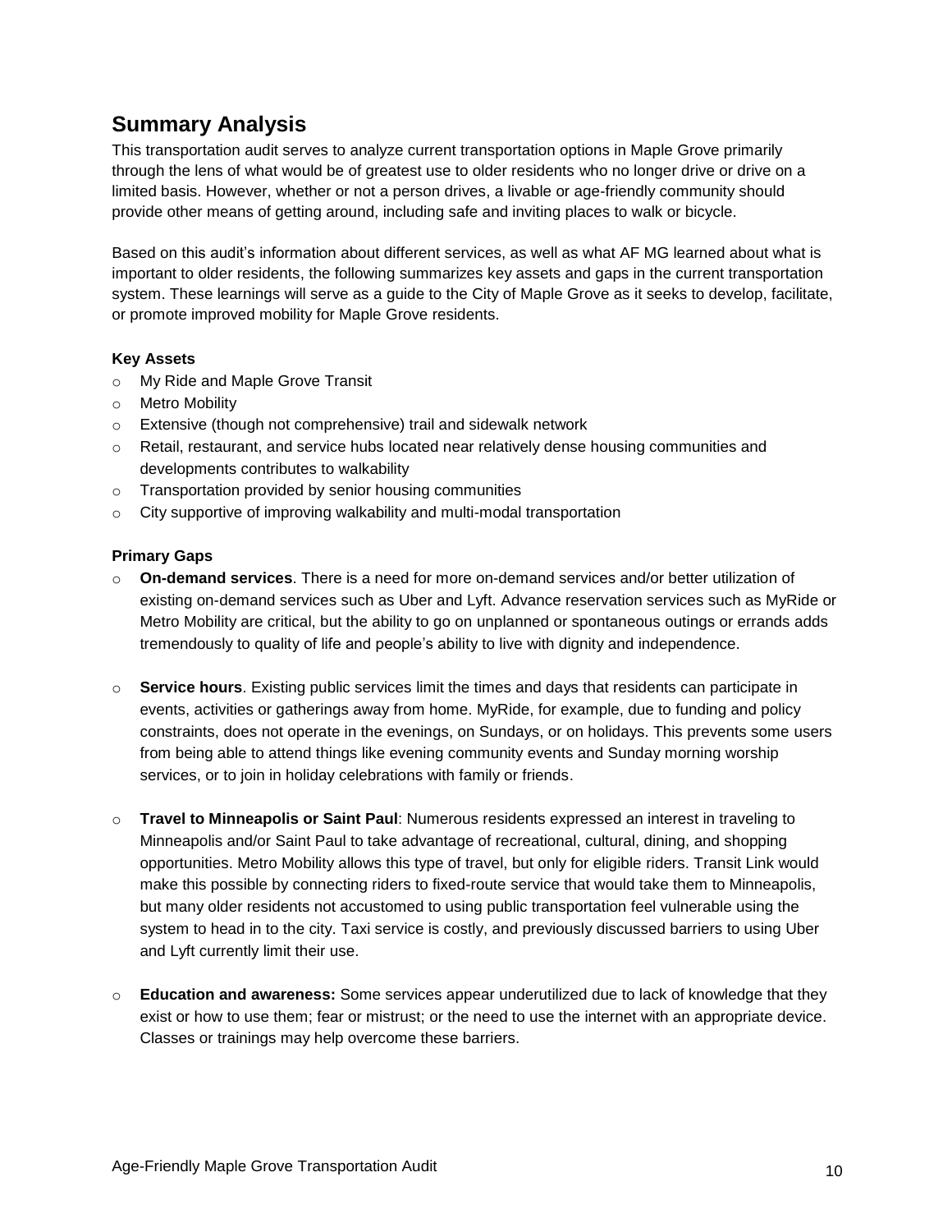## Summary Analysis

This transportation audit serves to analyze current transportation options in Maple Grove primarily through the lens of what would be of greatest use to older residents who no longer drive or drive on a limited basis. However, whether or not a person drives, a livable or age-friendly community should provide other means of getting around, including safe and inviting places to walk or bicycle.

Based on this audit's information about different services, as well as what AF MG learned about what is important to older residents, the following summarizes key assets and gaps in the current transportation system. These learnings will serve as a guide to the City of Maple Grove as it seeks to develop, facilitate, or promote improved mobility for Maple Grove residents.

**Key Assets**

- My Ride and Maple Grove Transit
- Metro Mobility
- Extensive (though not comprehensive) trail and sidewalk network
- Retail, restaurant, and service hubs located near relatively dense housing communities and developments contributes to walkability
- Transportation provided by senior housing communities
- City supportive of improving walkability and multi-modal transportation

**Primary Gaps**

- **On-demand services**. There is a need for more on-demand services and/or better utilization of existing on-demand services such as Uber and Lyft. Advance reservation services such as MyRide or Metro Mobility are critical, but the ability to go on unplanned or spontaneous outings or errands adds tremendously to quality of life and people's ability to live with dignity and independence.

- **Service hours**. Existing public services limit the times and days that residents can participate in events, activities or gatherings away from home. MyRide, for example, due to funding and policy constraints, does not operate in the evenings, on Sundays, or on holidays. This prevents some users from being able to attend things like evening community events and Sunday morning worship services, or to join in holiday celebrations with family or friends.

- **Travel to Minneapolis or Saint Paul**: Numerous residents expressed an interest in traveling to Minneapolis and/or Saint Paul to take advantage of recreational, cultural, dining, and shopping opportunities. Metro Mobility allows this type of travel, but only for eligible riders. Transit Link would make this possible by connecting riders to fixed-route service that would take them to Minneapolis, but many older residents not accustomed to using public transportation feel vulnerable using the system to head in to the city. Taxi service is costly, and previously discussed barriers to using Uber and Lyft currently limit their use.

- **Education and awareness:** Some services appear underutilized due to lack of knowledge that they exist or how to use them; fear or mistrust; or the need to use the internet with an appropriate device. Classes or trainings may help overcome these barriers.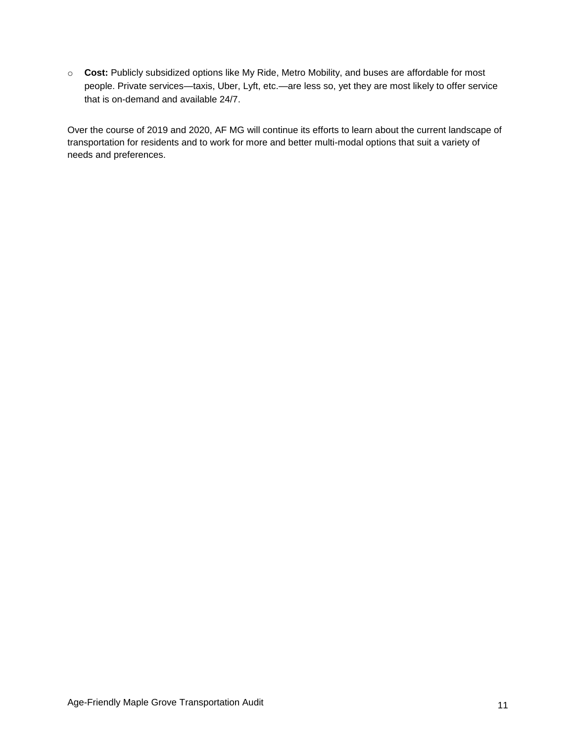- **Cost:** Publicly subsidized options like My Ride, Metro Mobility, and buses are affordable for most people. Private services—taxis, Uber, Lyft, etc.—are less so, yet they are most likely to offer service that is on-demand and available 24/7.

Over the course of 2019 and 2020, AF MG will continue its efforts to learn about the current landscape of transportation for residents and to work for more and better multi-modal options that suit a variety of needs and preferences.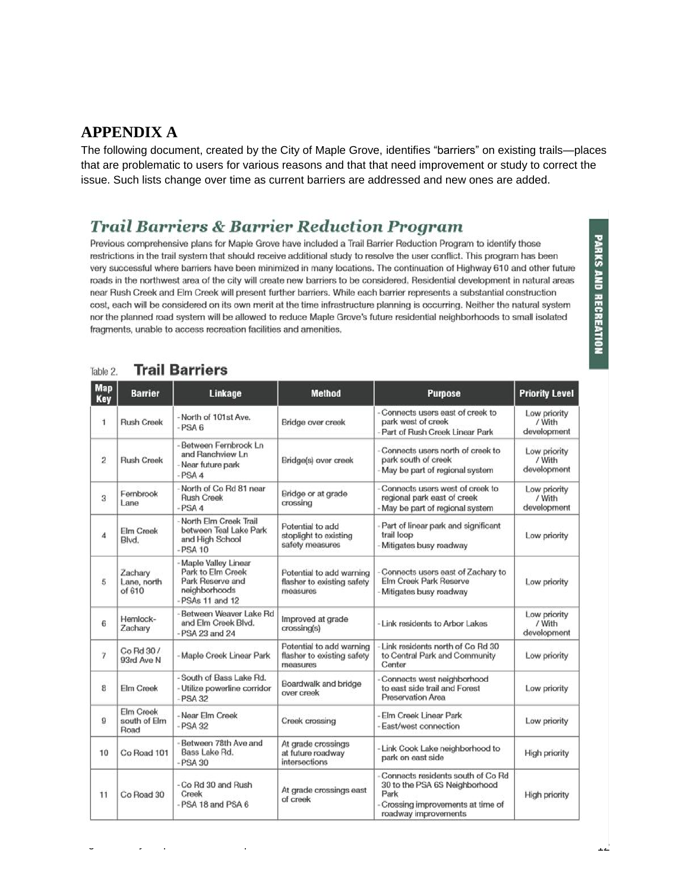# APPENDIX A

The following document, created by the City of Maple Grove, identifies "barriers" on existing trails—places that are problematic to users for various reasons and that that need improvement or study to correct the issue. Such lists change over time as current barriers are addressed and new ones are added.

## *Trail Barriers & Barrier Reduction Program*

Previous comprehensive plans for Maple Grove have included a Trail Barrier Reduction Program to identify those restrictions in the trail system that should receive additional study to resolve the user conflict. This program has been very successful where barriers have been minimized in many locations. The continuation of Highway 610 and other future roads in the northwest area of the city will create new barriers to be considered. Residential development in natural areas near Rush Creek and Elm Creek will present further barriers. While each barrier represents a substantial construction cost, each will be considered on its own merit at the time infrastructure planning is occurring. Neither the natural system nor the planned road system will be allowed to reduce Maple Grove's future residential neighborhoods to small isolated fragments, unable to access recreation facilities and amenities.

PARKS AND RECREATION

Table 2. **Trail Barriers**

| Map Key | Barrier | Linkage | Method | Purpose | Priority Level |
|---|---|---|---|---|---|
| 1 | Rush Creek | - North of 101st Ave.<br>- PSA 6 | Bridge over creek | - Connects users east of creek to park west of creek<br>- Part of Rush Creek Linear Park | Low priority / With development |
| 2 | Rush Creek | - Between Fernbrook Ln and Ranchview Ln<br>- Near future park<br>- PSA 4 | Bridge(s) over creek | - Connects users north of creek to park south of creek<br>- May be part of regional system | Low priority / With development |
| 3 | Fernbrook Lane | - North of Co Rd 81 near Rush Creek<br>- PSA 4 | Bridge or at grade crossing | - Connects users west of creek to regional park east of creek<br>- May be part of regional system | Low priority / With development |
| 4 | Elm Creek Blvd. | - North Elm Creek Trail between Teal Lake Park and High School<br>- PSA 10 | Potential to add stoplight to existing safety measures | - Part of linear park and significant trail loop<br>- Mitigates busy roadway | Low priority |
| 5 | Zachary Lane, north of 610 | - Maple Valley Linear Park to Elm Creek Park Reserve and neighborhoods<br>- PSAs 11 and 12 | Potential to add warning flasher to existing safety measures | - Connects users east of Zachary to Elm Creek Park Reserve<br>- Mitigates busy roadway | Low priority |
| 6 | Hemlock-Zachary | - Between Weaver Lake Rd and Elm Creek Blvd.<br>- PSA 23 and 24 | Improved at grade crossing(s) | - Link residents to Arbor Lakes | Low priority / With development |
| 7 | Co Rd 30 / 93rd Ave N | - Maple Creek Linear Park | Potential to add warning flasher to existing safety measures | - Link residents north of Co Rd 30 to Central Park and Community Center | Low priority |
| 8 | Elm Creek | - South of Bass Lake Rd.<br>- Utilize powerline corridor<br>- PSA 32 | Boardwalk and bridge over creek | - Connects west neighborhood to east side trail and Forest Preservation Area | Low priority |
| 9 | Elm Creek south of Elm Road | - Near Elm Creek<br>- PSA 32 | Creek crossing | - Elm Creek Linear Park<br>- East/west connection | Low priority |
| 10 | Co Road 101 | - Between 78th Ave and Bass Lake Rd.<br>- PSA 30 | At grade crossings at future roadway intersections | - Link Cook Lake neighborhood to park on east side | High priority |
| 11 | Co Road 30 | - Co Rd 30 and Rush Creek<br>- PSA 18 and PSA 6 | At grade crossings east of creek | - Connects residents south of Co Rd 30 to the PSA 6S Neighborhood Park<br>- Crossing improvements at time of roadway improvements | High priority |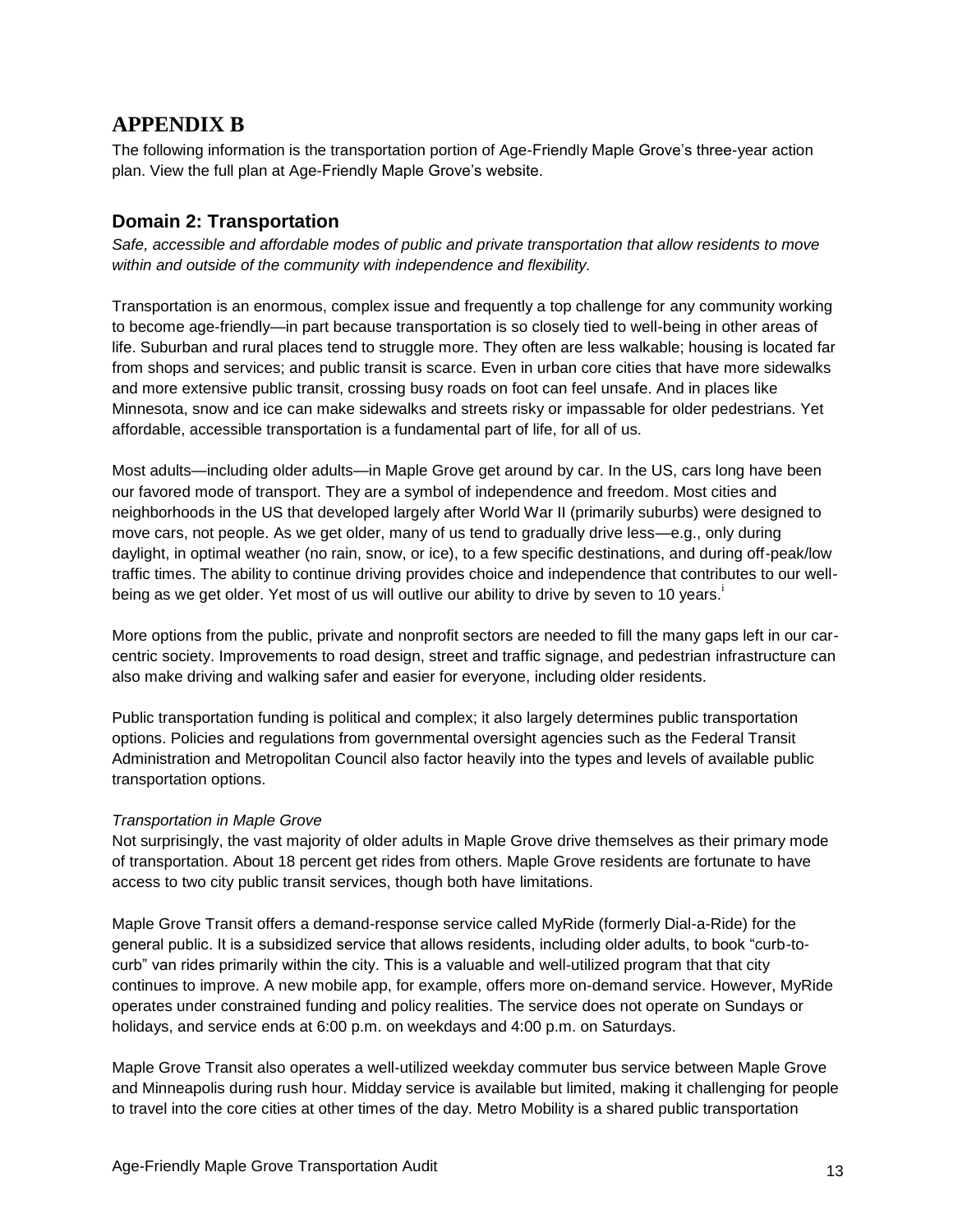# APPENDIX B

The following information is the transportation portion of Age-Friendly Maple Grove's three-year action plan. View the full plan at Age-Friendly Maple Grove's website.

## Domain 2: Transportation

*Safe, accessible and affordable modes of public and private transportation that allow residents to move within and outside of the community with independence and flexibility.*

Transportation is an enormous, complex issue and frequently a top challenge for any community working to become age-friendly—in part because transportation is so closely tied to well-being in other areas of life. Suburban and rural places tend to struggle more. They often are less walkable; housing is located far from shops and services; and public transit is scarce. Even in urban core cities that have more sidewalks and more extensive public transit, crossing busy roads on foot can feel unsafe. And in places like Minnesota, snow and ice can make sidewalks and streets risky or impassable for older pedestrians. Yet affordable, accessible transportation is a fundamental part of life, for all of us.

Most adults—including older adults—in Maple Grove get around by car. In the US, cars long have been our favored mode of transport. They are a symbol of independence and freedom. Most cities and neighborhoods in the US that developed largely after World War II (primarily suburbs) were designed to move cars, not people. As we get older, many of us tend to gradually drive less—e.g., only during daylight, in optimal weather (no rain, snow, or ice), to a few specific destinations, and during off-peak/low traffic times. The ability to continue driving provides choice and independence that contributes to our well-being as we get older. Yet most of us will outlive our ability to drive by seven to 10 years.[i]

More options from the public, private and nonprofit sectors are needed to fill the many gaps left in our car-centric society. Improvements to road design, street and traffic signage, and pedestrian infrastructure can also make driving and walking safer and easier for everyone, including older residents.

Public transportation funding is political and complex; it also largely determines public transportation options. Policies and regulations from governmental oversight agencies such as the Federal Transit Administration and Metropolitan Council also factor heavily into the types and levels of available public transportation options.

*Transportation in Maple Grove*

Not surprisingly, the vast majority of older adults in Maple Grove drive themselves as their primary mode of transportation. About 18 percent get rides from others. Maple Grove residents are fortunate to have access to two city public transit services, though both have limitations.

Maple Grove Transit offers a demand-response service called MyRide (formerly Dial-a-Ride) for the general public. It is a subsidized service that allows residents, including older adults, to book "curb-to-curb" van rides primarily within the city. This is a valuable and well-utilized program that that city continues to improve. A new mobile app, for example, offers more on-demand service. However, MyRide operates under constrained funding and policy realities. The service does not operate on Sundays or holidays, and service ends at 6:00 p.m. on weekdays and 4:00 p.m. on Saturdays.

Maple Grove Transit also operates a well-utilized weekday commuter bus service between Maple Grove and Minneapolis during rush hour. Midday service is available but limited, making it challenging for people to travel into the core cities at other times of the day. Metro Mobility is a shared public transportation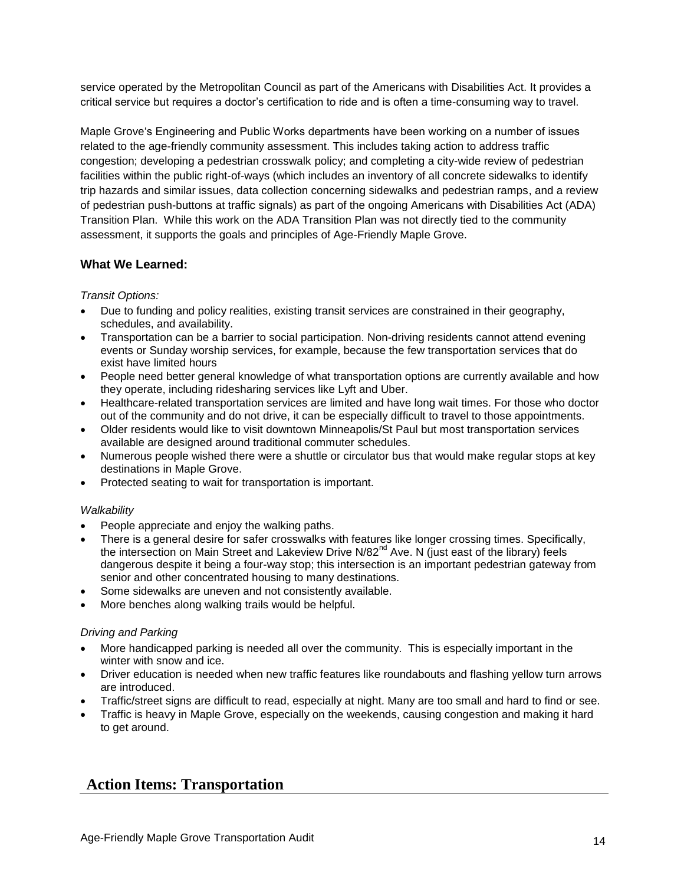service operated by the Metropolitan Council as part of the Americans with Disabilities Act. It provides a critical service but requires a doctor's certification to ride and is often a time-consuming way to travel.

Maple Grove's Engineering and Public Works departments have been working on a number of issues related to the age-friendly community assessment. This includes taking action to address traffic congestion; developing a pedestrian crosswalk policy; and completing a city-wide review of pedestrian facilities within the public right-of-ways (which includes an inventory of all concrete sidewalks to identify trip hazards and similar issues, data collection concerning sidewalks and pedestrian ramps, and a review of pedestrian push-buttons at traffic signals) as part of the ongoing Americans with Disabilities Act (ADA) Transition Plan. While this work on the ADA Transition Plan was not directly tied to the community assessment, it supports the goals and principles of Age-Friendly Maple Grove.

### What We Learned:

*Transit Options:*

- Due to funding and policy realities, existing transit services are constrained in their geography, schedules, and availability.
- Transportation can be a barrier to social participation. Non-driving residents cannot attend evening events or Sunday worship services, for example, because the few transportation services that do exist have limited hours
- People need better general knowledge of what transportation options are currently available and how they operate, including ridesharing services like Lyft and Uber.
- Healthcare-related transportation services are limited and have long wait times. For those who doctor out of the community and do not drive, it can be especially difficult to travel to those appointments.
- Older residents would like to visit downtown Minneapolis/St Paul but most transportation services available are designed around traditional commuter schedules.
- Numerous people wished there were a shuttle or circulator bus that would make regular stops at key destinations in Maple Grove.
- Protected seating to wait for transportation is important.

*Walkability*

- People appreciate and enjoy the walking paths.
- There is a general desire for safer crosswalks with features like longer crossing times. Specifically, the intersection on Main Street and Lakeview Drive N/82nd Ave. N (just east of the library) feels dangerous despite it being a four-way stop; this intersection is an important pedestrian gateway from senior and other concentrated housing to many destinations.
- Some sidewalks are uneven and not consistently available.
- More benches along walking trails would be helpful.

*Driving and Parking*

- More handicapped parking is needed all over the community. This is especially important in the winter with snow and ice.
- Driver education is needed when new traffic features like roundabouts and flashing yellow turn arrows are introduced.
- Traffic/street signs are difficult to read, especially at night. Many are too small and hard to find or see.
- Traffic is heavy in Maple Grove, especially on the weekends, causing congestion and making it hard to get around.

## Action Items: Transportation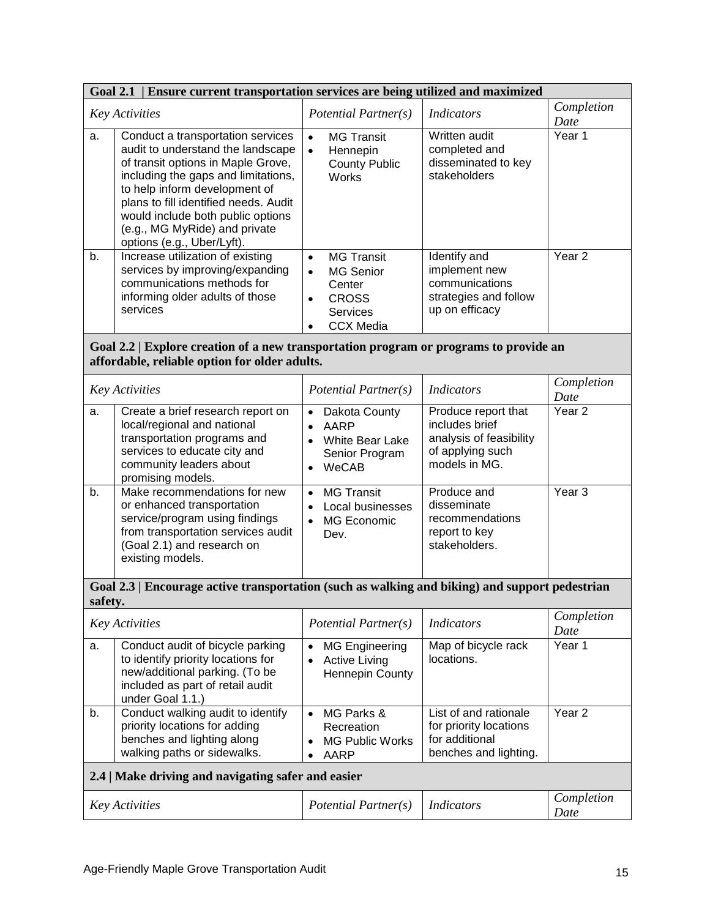| Goal 2.1 \| Ensure current transportation services are being utilized and maximized | | | | |
|---|---|---|---|---|
| *Key Activities* | | *Potential Partner(s)* | *Indicators* | *Completion Date* |
| a. | Conduct a transportation services audit to understand the landscape of transit options in Maple Grove, including the gaps and limitations, to help inform development of plans to fill identified needs. Audit would include both public options (e.g., MG MyRide) and private options (e.g., Uber/Lyft). | • MG Transit<br>• Hennepin County Public Works | Written audit completed and disseminated to key stakeholders | Year 1 |
| b. | Increase utilization of existing services by improving/expanding communications methods for informing older adults of those services | • MG Transit<br>• MG Senior Center<br>• CROSS Services<br>• CCX Media | Identify and implement new communications strategies and follow up on efficacy | Year 2 |
| **Goal 2.2 \| Explore creation of a new transportation program or programs to provide an affordable, reliable option for older adults.** | | | | |
| *Key Activities* | | *Potential Partner(s)* | *Indicators* | *Completion Date* |
| a. | Create a brief research report on local/regional and national transportation programs and services to educate city and community leaders about promising models. | • Dakota County<br>• AARP<br>• White Bear Lake Senior Program<br>• WeCAB | Produce report that includes brief analysis of feasibility of applying such models in MG. | Year 2 |
| b. | Make recommendations for new or enhanced transportation service/program using findings from transportation services audit (Goal 2.1) and research on existing models. | • MG Transit<br>• Local businesses<br>• MG Economic Dev. | Produce and disseminate recommendations report to key stakeholders. | Year 3 |
| **Goal 2.3 \| Encourage active transportation (such as walking and biking) and support pedestrian safety.** | | | | |
| *Key Activities* | | *Potential Partner(s)* | *Indicators* | *Completion Date* |
| a. | Conduct audit of bicycle parking to identify priority locations for new/additional parking. (To be included as part of retail audit under Goal 1.1.) | • MG Engineering<br>• Active Living Hennepin County | Map of bicycle rack locations. | Year 1 |
| b. | Conduct walking audit to identify priority locations for adding benches and lighting along walking paths or sidewalks. | • MG Parks & Recreation<br>• MG Public Works<br>• AARP | List of and rationale for priority locations for additional benches and lighting. | Year 2 |
| **2.4 \| Make driving and navigating safer and easier** | | | | |
| *Key Activities* | | *Potential Partner(s)* | *Indicators* | *Completion Date* |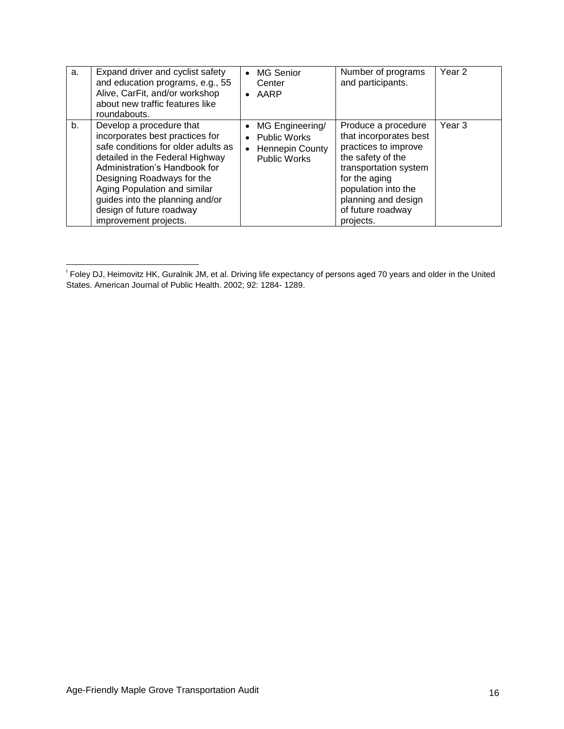| | | | | |
|---|---|---|---|---|
| a. | Expand driver and cyclist safety and education programs, e.g., 55 Alive, CarFit, and/or workshop about new traffic features like roundabouts. | • MG Senior Center<br>• AARP | Number of programs and participants. | Year 2 |
| b. | Develop a procedure that incorporates best practices for safe conditions for older adults as detailed in the Federal Highway Administration's Handbook for Designing Roadways for the Aging Population and similar guides into the planning and/or design of future roadway improvement projects. | • MG Engineering/<br>• Public Works<br>• Hennepin County Public Works | Produce a procedure that incorporates best practices to improve the safety of the transportation system for the aging population into the planning and design of future roadway projects. | Year 3 |

---

[i] Foley DJ, Heimovitz HK, Guralnik JM, et al. Driving life expectancy of persons aged 70 years and older in the United States. American Journal of Public Health. 2002; 92: 1284- 1289.